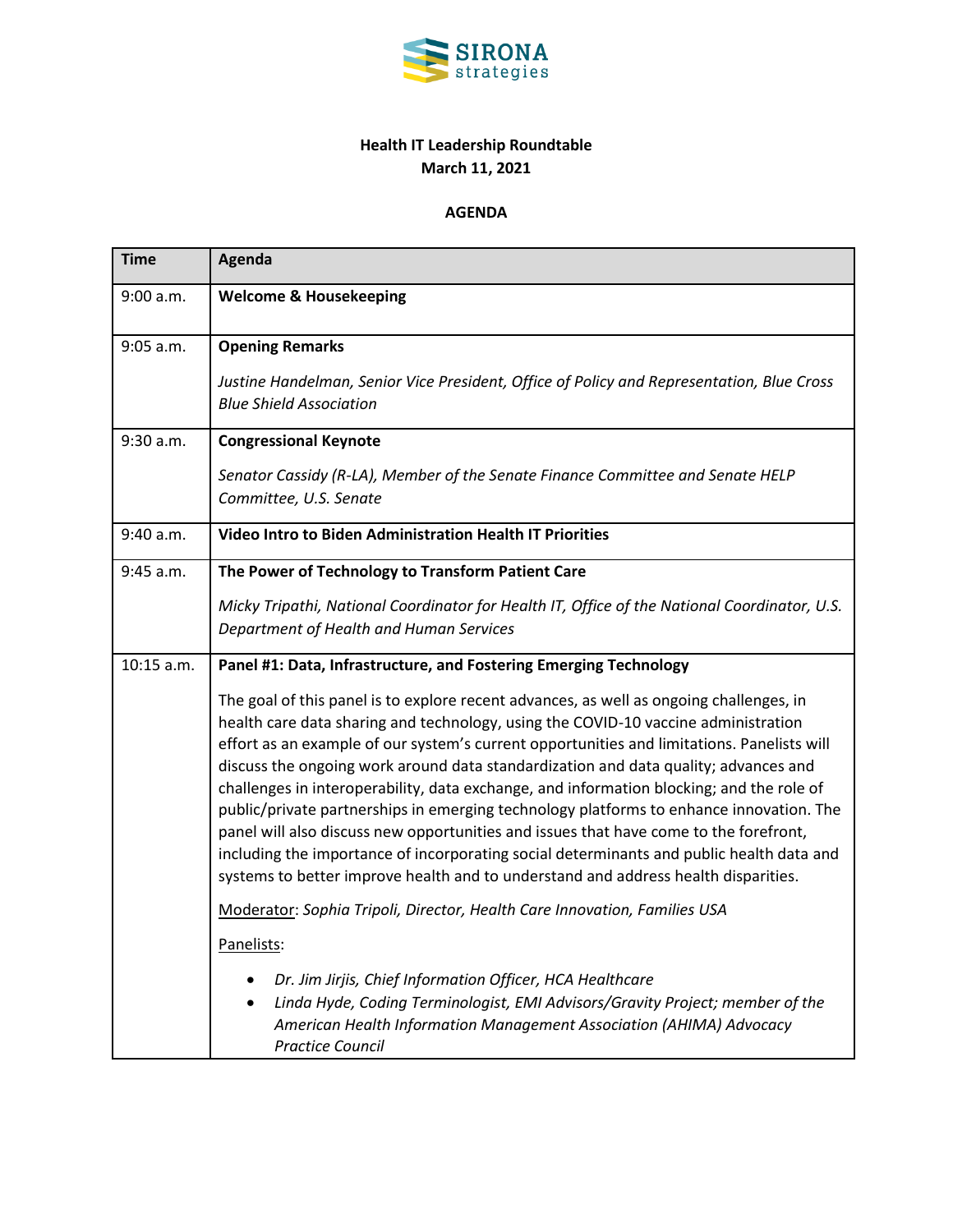**Health IT Leadership Roundtable**
**March 11, 2021**

**AGENDA**

| Time | Agenda |
|---|---|
| 9:00 a.m. | **Welcome & Housekeeping** |
| 9:05 a.m. | **Opening Remarks**<br><br>*Justine Handelman, Senior Vice President, Office of Policy and Representation, Blue Cross Blue Shield Association* |
| 9:30 a.m. | **Congressional Keynote**<br><br>*Senator Cassidy (R-LA), Member of the Senate Finance Committee and Senate HELP Committee, U.S. Senate* |
| 9:40 a.m. | **Video Intro to Biden Administration Health IT Priorities** |
| 9:45 a.m. | **The Power of Technology to Transform Patient Care**<br><br>*Micky Tripathi, National Coordinator for Health IT, Office of the National Coordinator, U.S. Department of Health and Human Services* |
| 10:15 a.m. | **Panel #1: Data, Infrastructure, and Fostering Emerging Technology**<br><br>The goal of this panel is to explore recent advances, as well as ongoing challenges, in health care data sharing and technology, using the COVID-10 vaccine administration effort as an example of our system's current opportunities and limitations. Panelists will discuss the ongoing work around data standardization and data quality; advances and challenges in interoperability, data exchange, and information blocking; and the role of public/private partnerships in emerging technology platforms to enhance innovation. The panel will also discuss new opportunities and issues that have come to the forefront, including the importance of incorporating social determinants and public health data and systems to better improve health and to understand and address health disparities.<br><br>Moderator: *Sophia Tripoli, Director, Health Care Innovation, Families USA*<br><br>Panelists:<br><br>• *Dr. Jim Jirjis, Chief Information Officer, HCA Healthcare*<br>• *Linda Hyde, Coding Terminologist, EMI Advisors/Gravity Project; member of the American Health Information Management Association (AHIMA) Advocacy Practice Council* |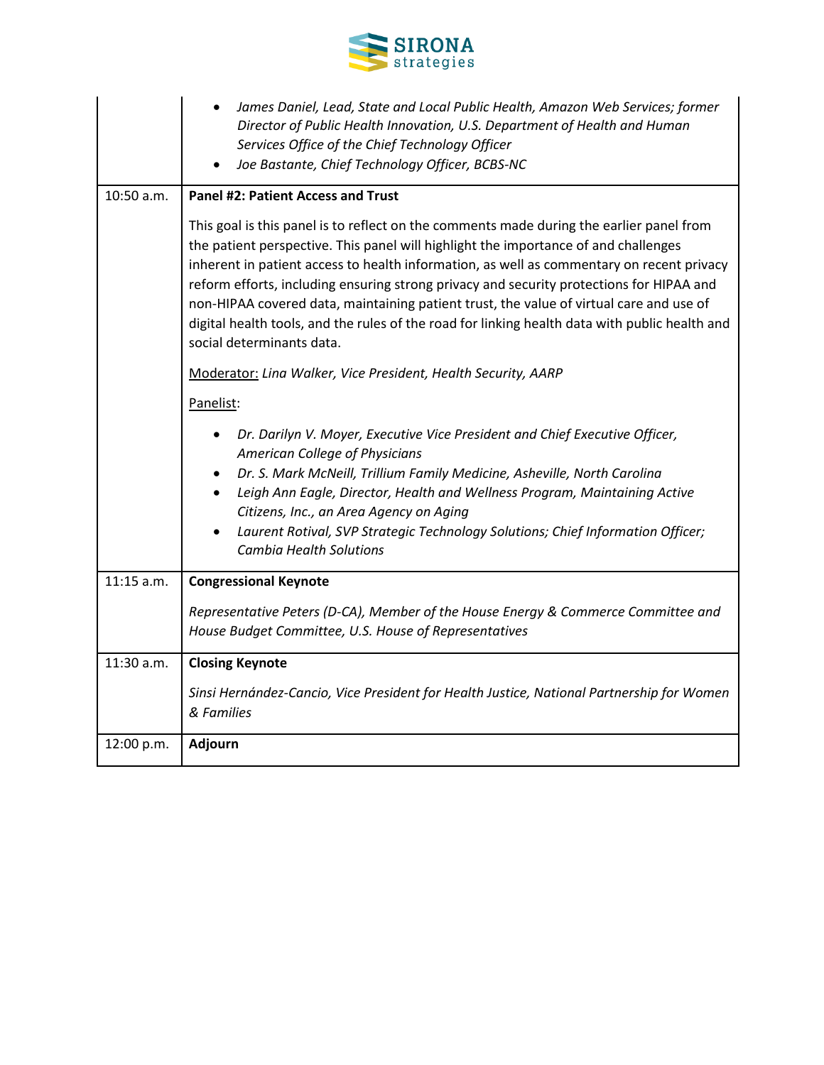| | |
|---|---|
| | • *James Daniel, Lead, State and Local Public Health, Amazon Web Services; former Director of Public Health Innovation, U.S. Department of Health and Human Services Office of the Chief Technology Officer*<br>• *Joe Bastante, Chief Technology Officer, BCBS-NC* |
| 10:50 a.m. | **Panel #2: Patient Access and Trust**<br><br>This goal is this panel is to reflect on the comments made during the earlier panel from the patient perspective. This panel will highlight the importance of and challenges inherent in patient access to health information, as well as commentary on recent privacy reform efforts, including ensuring strong privacy and security protections for HIPAA and non-HIPAA covered data, maintaining patient trust, the value of virtual care and use of digital health tools, and the rules of the road for linking health data with public health and social determinants data.<br><br>Moderator: *Lina Walker, Vice President, Health Security, AARP*<br><br>Panelist:<br>• *Dr. Darilyn V. Moyer, Executive Vice President and Chief Executive Officer, American College of Physicians*<br>• *Dr. S. Mark McNeill, Trillium Family Medicine, Asheville, North Carolina*<br>• *Leigh Ann Eagle, Director, Health and Wellness Program, Maintaining Active Citizens, Inc., an Area Agency on Aging*<br>• *Laurent Rotival, SVP Strategic Technology Solutions; Chief Information Officer; Cambia Health Solutions* |
| 11:15 a.m. | **Congressional Keynote**<br><br>*Representative Peters (D-CA), Member of the House Energy & Commerce Committee and House Budget Committee, U.S. House of Representatives* |
| 11:30 a.m. | **Closing Keynote**<br><br>*Sinsi Hernández-Cancio, Vice President for Health Justice, National Partnership for Women & Families* |
| 12:00 p.m. | **Adjourn** |